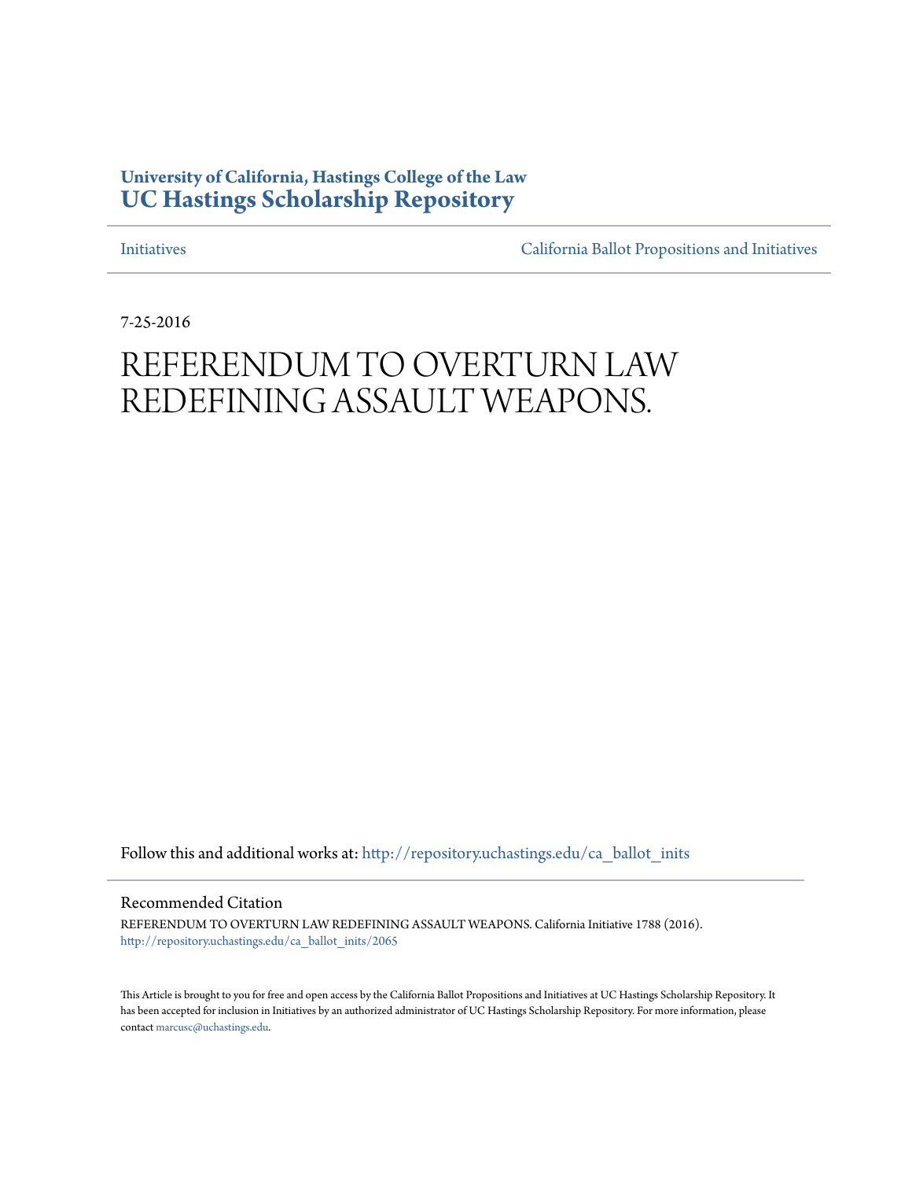**University of California, Hastings College of the Law**
**UC Hastings Scholarship Repository**

Initiatives | California Ballot Propositions and Initiatives

7-25-2016

# REFERENDUM TO OVERTURN LAW REDEFINING ASSAULT WEAPONS.

Follow this and additional works at: http://repository.uchastings.edu/ca_ballot_inits

## Recommended Citation

REFERENDUM TO OVERTURN LAW REDEFINING ASSAULT WEAPONS. California Initiative 1788 (2016).
http://repository.uchastings.edu/ca_ballot_inits/2065

This Article is brought to you for free and open access by the California Ballot Propositions and Initiatives at UC Hastings Scholarship Repository. It has been accepted for inclusion in Initiatives by an authorized administrator of UC Hastings Scholarship Repository. For more information, please contact marcusc@uchastings.edu.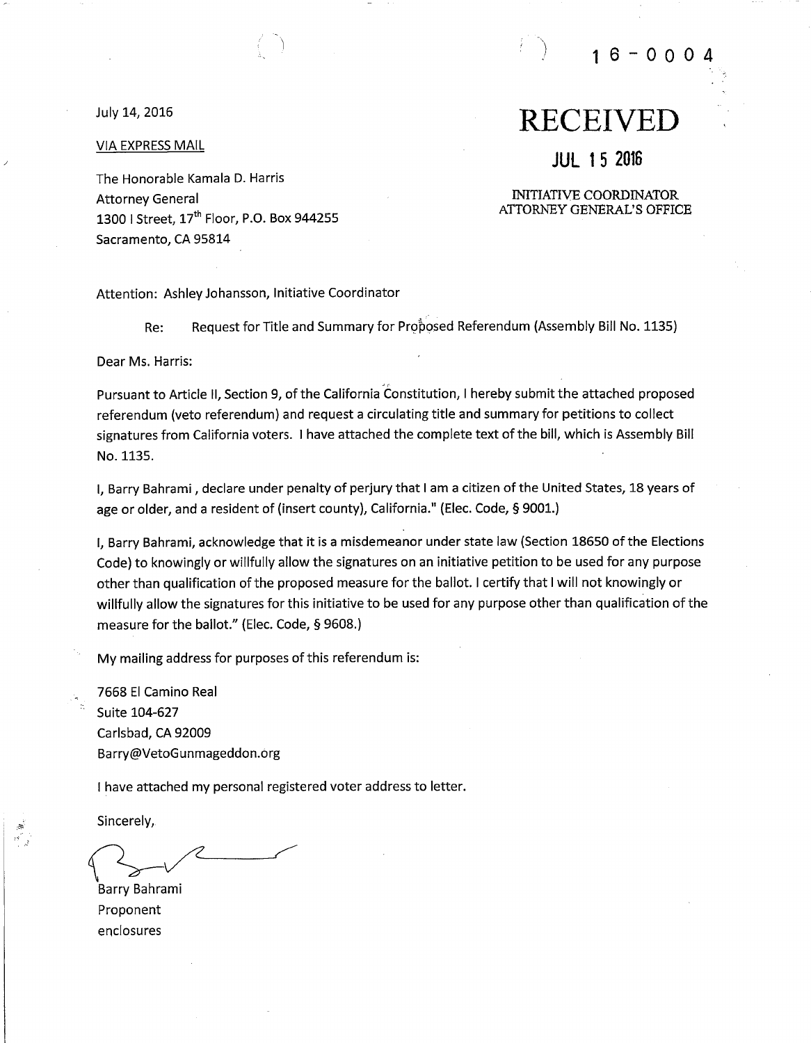16-0004

July 14, 2016

**RECEIVED**

**JUL 15 2016**

INITIATIVE COORDINATOR
ATTORNEY GENERAL'S OFFICE

VIA EXPRESS MAIL

The Honorable Kamala D. Harris
Attorney General
1300 I Street, 17th Floor, P.O. Box 944255
Sacramento, CA 95814

Attention: Ashley Johansson, Initiative Coordinator

Re: Request for Title and Summary for Proposed Referendum (Assembly Bill No. 1135)

Dear Ms. Harris:

Pursuant to Article II, Section 9, of the California Constitution, I hereby submit the attached proposed referendum (veto referendum) and request a circulating title and summary for petitions to collect signatures from California voters. I have attached the complete text of the bill, which is Assembly Bill No. 1135.

I, Barry Bahrami , declare under penalty of perjury that I am a citizen of the United States, 18 years of age or older, and a resident of (insert county), California." (Elec. Code, § 9001.)

I, Barry Bahrami, acknowledge that it is a misdemeanor under state law (Section 18650 of the Elections Code) to knowingly or willfully allow the signatures on an initiative petition to be used for any purpose other than qualification of the proposed measure for the ballot. I certify that I will not knowingly or willfully allow the signatures for this initiative to be used for any purpose other than qualification of the measure for the ballot." (Elec. Code, § 9608.)

My mailing address for purposes of this referendum is:

7668 El Camino Real
Suite 104-627
Carlsbad, CA 92009
Barry@VetoGunmageddon.org

I have attached my personal registered voter address to letter.

Sincerely,

Barry Bahrami
Proponent
enclosures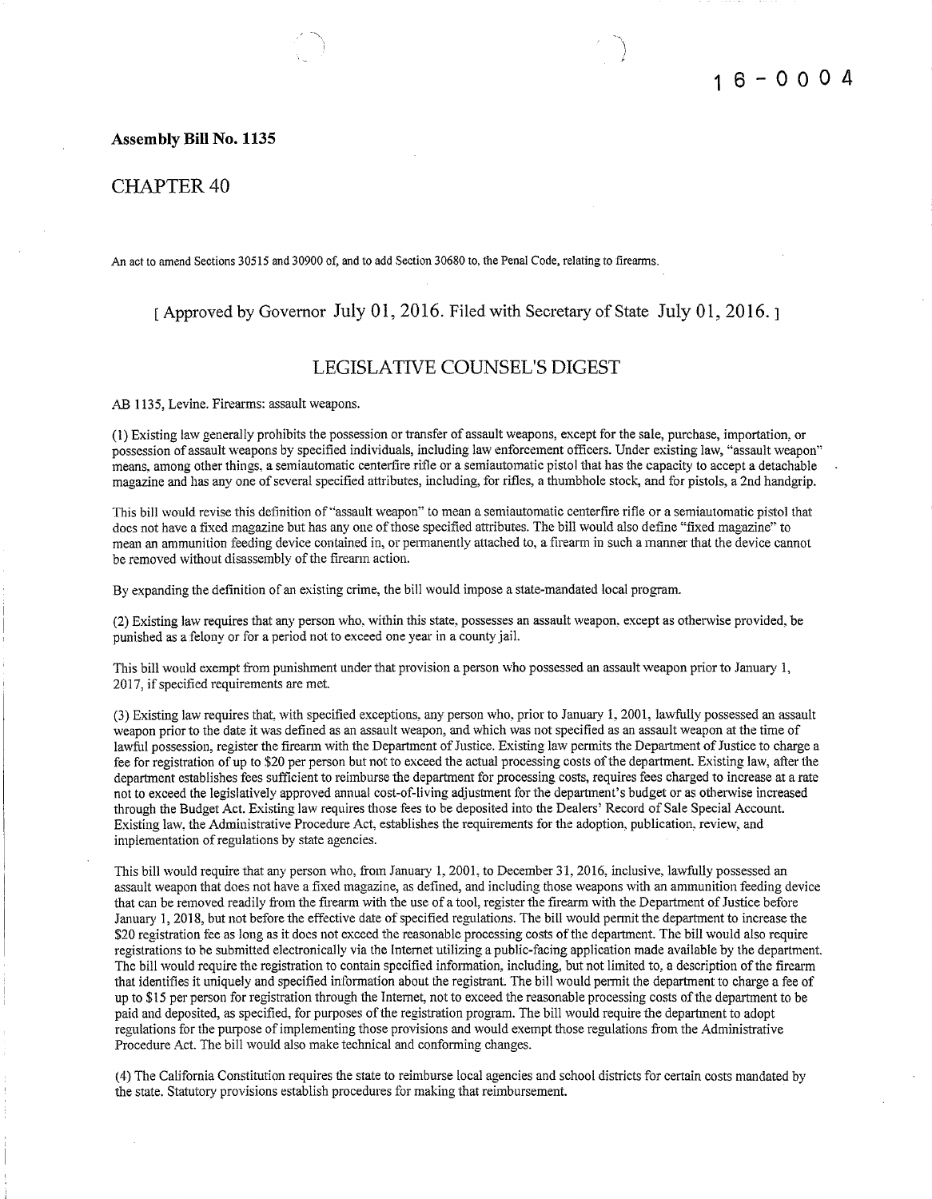16-0004

**Assembly Bill No. 1135**

## CHAPTER 40

An act to amend Sections 30515 and 30900 of, and to add Section 30680 to, the Penal Code, relating to firearms.

[ Approved by Governor July 01, 2016. Filed with Secretary of State July 01, 2016. ]

## LEGISLATIVE COUNSEL'S DIGEST

AB 1135, Levine. Firearms: assault weapons.

(1) Existing law generally prohibits the possession or transfer of assault weapons, except for the sale, purchase, importation, or possession of assault weapons by specified individuals, including law enforcement officers. Under existing law, "assault weapon" means, among other things, a semiautomatic centerfire rifle or a semiautomatic pistol that has the capacity to accept a detachable magazine and has any one of several specified attributes, including, for rifles, a thumbhole stock, and for pistols, a 2nd handgrip.

This bill would revise this definition of "assault weapon" to mean a semiautomatic centerfire rifle or a semiautomatic pistol that does not have a fixed magazine but has any one of those specified attributes. The bill would also define "fixed magazine" to mean an ammunition feeding device contained in, or permanently attached to, a firearm in such a manner that the device cannot be removed without disassembly of the firearm action.

By expanding the definition of an existing crime, the bill would impose a state-mandated local program.

(2) Existing law requires that any person who, within this state, possesses an assault weapon, except as otherwise provided, be punished as a felony or for a period not to exceed one year in a county jail.

This bill would exempt from punishment under that provision a person who possessed an assault weapon prior to January 1, 2017, if specified requirements are met.

(3) Existing law requires that, with specified exceptions, any person who, prior to January 1, 2001, lawfully possessed an assault weapon prior to the date it was defined as an assault weapon, and which was not specified as an assault weapon at the time of lawful possession, register the firearm with the Department of Justice. Existing law permits the Department of Justice to charge a fee for registration of up to $20 per person but not to exceed the actual processing costs of the department. Existing law, after the department establishes fees sufficient to reimburse the department for processing costs, requires fees charged to increase at a rate not to exceed the legislatively approved annual cost-of-living adjustment for the department's budget or as otherwise increased through the Budget Act. Existing law requires those fees to be deposited into the Dealers' Record of Sale Special Account. Existing law, the Administrative Procedure Act, establishes the requirements for the adoption, publication, review, and implementation of regulations by state agencies.

This bill would require that any person who, from January 1, 2001, to December 31, 2016, inclusive, lawfully possessed an assault weapon that does not have a fixed magazine, as defined, and including those weapons with an ammunition feeding device that can be removed readily from the firearm with the use of a tool, register the firearm with the Department of Justice before January 1, 2018, but not before the effective date of specified regulations. The bill would permit the department to increase the $20 registration fee as long as it does not exceed the reasonable processing costs of the department. The bill would also require registrations to be submitted electronically via the Internet utilizing a public-facing application made available by the department. The bill would require the registration to contain specified information, including, but not limited to, a description of the firearm that identifies it uniquely and specified information about the registrant. The bill would permit the department to charge a fee of up to $15 per person for registration through the Internet, not to exceed the reasonable processing costs of the department to be paid and deposited, as specified, for purposes of the registration program. The bill would require the department to adopt regulations for the purpose of implementing those provisions and would exempt those regulations from the Administrative Procedure Act. The bill would also make technical and conforming changes.

(4) The California Constitution requires the state to reimburse local agencies and school districts for certain costs mandated by the state. Statutory provisions establish procedures for making that reimbursement.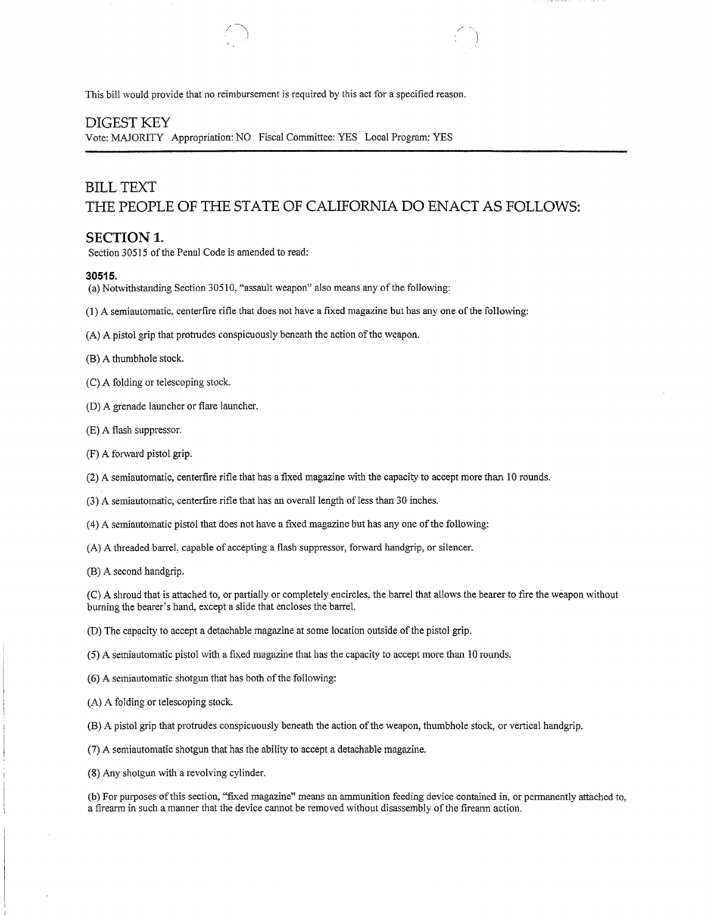This bill would provide that no reimbursement is required by this act for a specified reason.

## DIGEST KEY

Vote: MAJORITY Appropriation: NO Fiscal Committee: YES Local Program: YES

## BILL TEXT

## THE PEOPLE OF THE STATE OF CALIFORNIA DO ENACT AS FOLLOWS:

### SECTION 1.

Section 30515 of the Penal Code is amended to read:

**30515.**

(a) Notwithstanding Section 30510, "assault weapon" also means any of the following:

(1) A semiautomatic, centerfire rifle that does not have a fixed magazine but has any one of the following:

(A) A pistol grip that protrudes conspicuously beneath the action of the weapon.

(B) A thumbhole stock.

(C) A folding or telescoping stock.

(D) A grenade launcher or flare launcher.

(E) A flash suppressor.

(F) A forward pistol grip.

(2) A semiautomatic, centerfire rifle that has a fixed magazine with the capacity to accept more than 10 rounds.

(3) A semiautomatic, centerfire rifle that has an overall length of less than 30 inches.

(4) A semiautomatic pistol that does not have a fixed magazine but has any one of the following:

(A) A threaded barrel, capable of accepting a flash suppressor, forward handgrip, or silencer.

(B) A second handgrip.

(C) A shroud that is attached to, or partially or completely encircles, the barrel that allows the bearer to fire the weapon without burning the bearer's hand, except a slide that encloses the barrel.

(D) The capacity to accept a detachable magazine at some location outside of the pistol grip.

(5) A semiautomatic pistol with a fixed magazine that has the capacity to accept more than 10 rounds.

(6) A semiautomatic shotgun that has both of the following:

(A) A folding or telescoping stock.

(B) A pistol grip that protrudes conspicuously beneath the action of the weapon, thumbhole stock, or vertical handgrip.

(7) A semiautomatic shotgun that has the ability to accept a detachable magazine.

(8) Any shotgun with a revolving cylinder.

(b) For purposes of this section, "fixed magazine" means an ammunition feeding device contained in, or permanently attached to, a firearm in such a manner that the device cannot be removed without disassembly of the firearm action.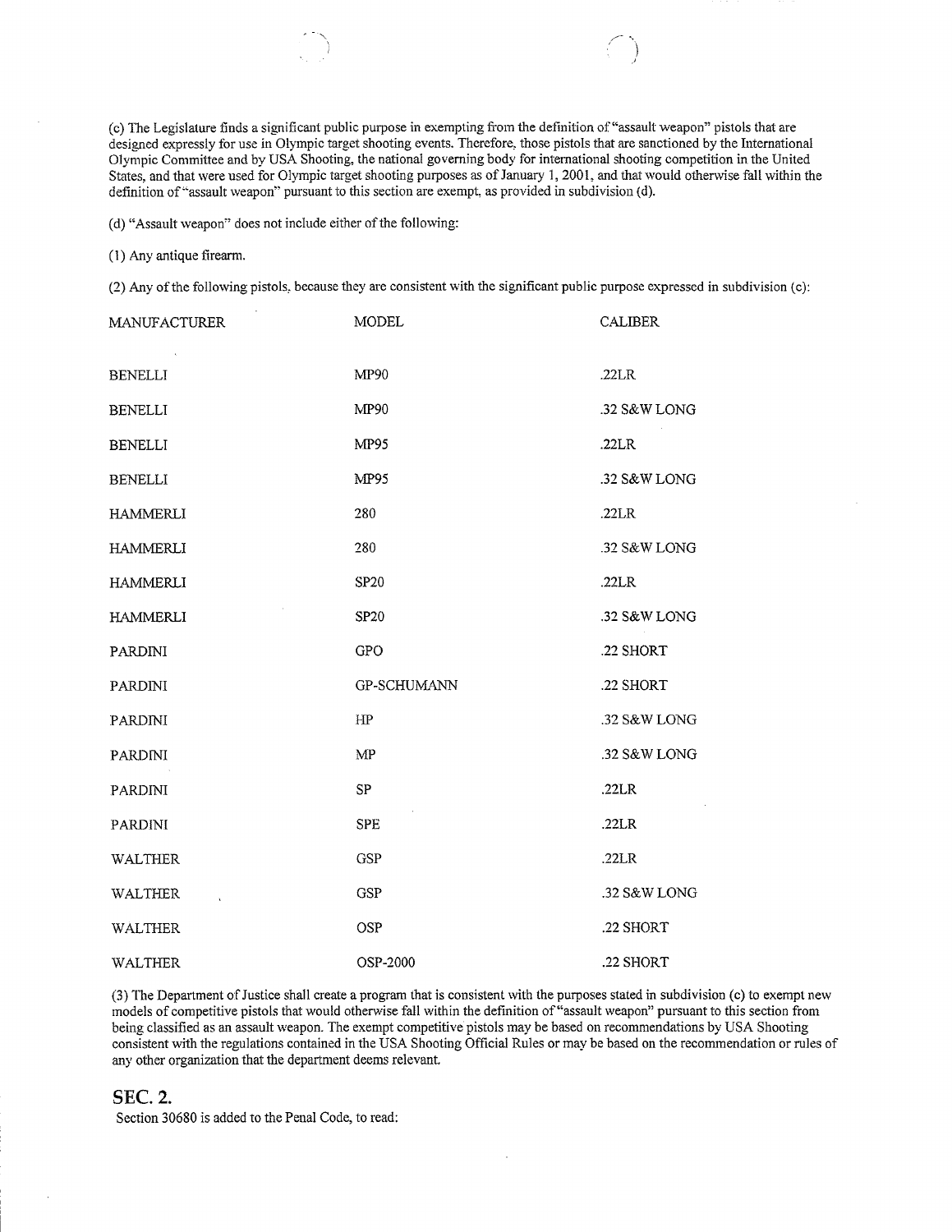(c) The Legislature finds a significant public purpose in exempting from the definition of "assault weapon" pistols that are designed expressly for use in Olympic target shooting events. Therefore, those pistols that are sanctioned by the International Olympic Committee and by USA Shooting, the national governing body for international shooting competition in the United States, and that were used for Olympic target shooting purposes as of January 1, 2001, and that would otherwise fall within the definition of "assault weapon" pursuant to this section are exempt, as provided in subdivision (d).

(d) "Assault weapon" does not include either of the following:

(1) Any antique firearm.

(2) Any of the following pistols, because they are consistent with the significant public purpose expressed in subdivision (c):

| MANUFACTURER | MODEL | CALIBER |
|---|---|---|
| BENELLI | MP90 | .22LR |
| BENELLI | MP90 | .32 S&W LONG |
| BENELLI | MP95 | .22LR |
| BENELLI | MP95 | .32 S&W LONG |
| HAMMERLI | 280 | .22LR |
| HAMMERLI | 280 | .32 S&W LONG |
| HAMMERLI | SP20 | .22LR |
| HAMMERLI | SP20 | .32 S&W LONG |
| PARDINI | GPO | .22 SHORT |
| PARDINI | GP-SCHUMANN | .22 SHORT |
| PARDINI | HP | .32 S&W LONG |
| PARDINI | MP | .32 S&W LONG |
| PARDINI | SP | .22LR |
| PARDINI | SPE | .22LR |
| WALTHER | GSP | .22LR |
| WALTHER | GSP | .32 S&W LONG |
| WALTHER | OSP | .22 SHORT |
| WALTHER | OSP-2000 | .22 SHORT |

(3) The Department of Justice shall create a program that is consistent with the purposes stated in subdivision (c) to exempt new models of competitive pistols that would otherwise fall within the definition of "assault weapon" pursuant to this section from being classified as an assault weapon. The exempt competitive pistols may be based on recommendations by USA Shooting consistent with the regulations contained in the USA Shooting Official Rules or may be based on the recommendation or rules of any other organization that the department deems relevant.

## SEC. 2.

Section 30680 is added to the Penal Code, to read: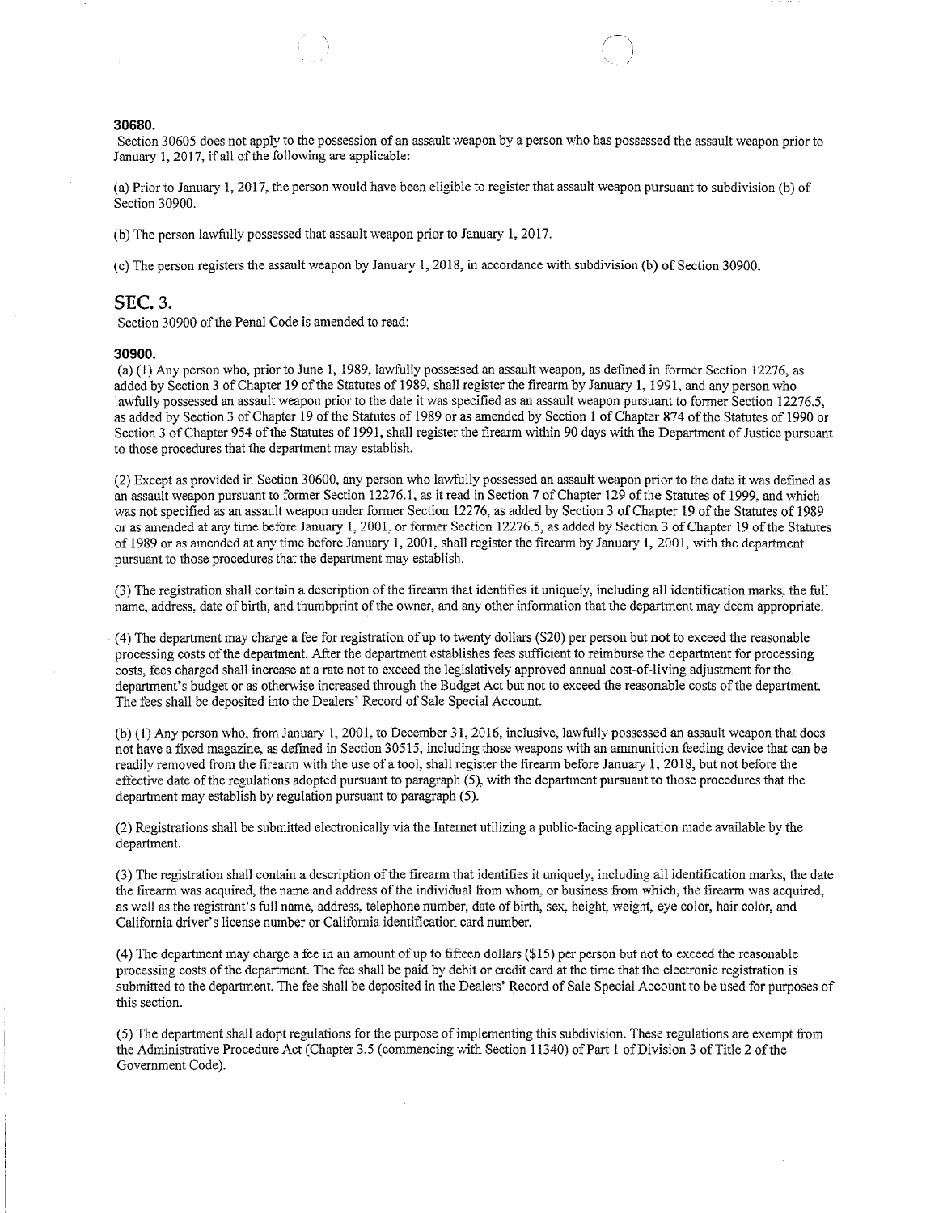**30680.**

Section 30605 does not apply to the possession of an assault weapon by a person who has possessed the assault weapon prior to January 1, 2017, if all of the following are applicable:

(a) Prior to January 1, 2017, the person would have been eligible to register that assault weapon pursuant to subdivision (b) of Section 30900.

(b) The person lawfully possessed that assault weapon prior to January 1, 2017.

(c) The person registers the assault weapon by January 1, 2018, in accordance with subdivision (b) of Section 30900.

## SEC. 3.

Section 30900 of the Penal Code is amended to read:

**30900.**

(a) (1) Any person who, prior to June 1, 1989, lawfully possessed an assault weapon, as defined in former Section 12276, as added by Section 3 of Chapter 19 of the Statutes of 1989, shall register the firearm by January 1, 1991, and any person who lawfully possessed an assault weapon prior to the date it was specified as an assault weapon pursuant to former Section 12276.5, as added by Section 3 of Chapter 19 of the Statutes of 1989 or as amended by Section 1 of Chapter 874 of the Statutes of 1990 or Section 3 of Chapter 954 of the Statutes of 1991, shall register the firearm within 90 days with the Department of Justice pursuant to those procedures that the department may establish.

(2) Except as provided in Section 30600, any person who lawfully possessed an assault weapon prior to the date it was defined as an assault weapon pursuant to former Section 12276.1, as it read in Section 7 of Chapter 129 of the Statutes of 1999, and which was not specified as an assault weapon under former Section 12276, as added by Section 3 of Chapter 19 of the Statutes of 1989 or as amended at any time before January 1, 2001, or former Section 12276.5, as added by Section 3 of Chapter 19 of the Statutes of 1989 or as amended at any time before January 1, 2001, shall register the firearm by January 1, 2001, with the department pursuant to those procedures that the department may establish.

(3) The registration shall contain a description of the firearm that identifies it uniquely, including all identification marks, the full name, address, date of birth, and thumbprint of the owner, and any other information that the department may deem appropriate.

(4) The department may charge a fee for registration of up to twenty dollars ($20) per person but not to exceed the reasonable processing costs of the department. After the department establishes fees sufficient to reimburse the department for processing costs, fees charged shall increase at a rate not to exceed the legislatively approved annual cost-of-living adjustment for the department's budget or as otherwise increased through the Budget Act but not to exceed the reasonable costs of the department. The fees shall be deposited into the Dealers' Record of Sale Special Account.

(b) (1) Any person who, from January 1, 2001, to December 31, 2016, inclusive, lawfully possessed an assault weapon that does not have a fixed magazine, as defined in Section 30515, including those weapons with an ammunition feeding device that can be readily removed from the firearm with the use of a tool, shall register the firearm before January 1, 2018, but not before the effective date of the regulations adopted pursuant to paragraph (5), with the department pursuant to those procedures that the department may establish by regulation pursuant to paragraph (5).

(2) Registrations shall be submitted electronically via the Internet utilizing a public-facing application made available by the department.

(3) The registration shall contain a description of the firearm that identifies it uniquely, including all identification marks, the date the firearm was acquired, the name and address of the individual from whom, or business from which, the firearm was acquired, as well as the registrant's full name, address, telephone number, date of birth, sex, height, weight, eye color, hair color, and California driver's license number or California identification card number.

(4) The department may charge a fee in an amount of up to fifteen dollars ($15) per person but not to exceed the reasonable processing costs of the department. The fee shall be paid by debit or credit card at the time that the electronic registration is submitted to the department. The fee shall be deposited in the Dealers' Record of Sale Special Account to be used for purposes of this section.

(5) The department shall adopt regulations for the purpose of implementing this subdivision. These regulations are exempt from the Administrative Procedure Act (Chapter 3.5 (commencing with Section 11340) of Part 1 of Division 3 of Title 2 of the Government Code).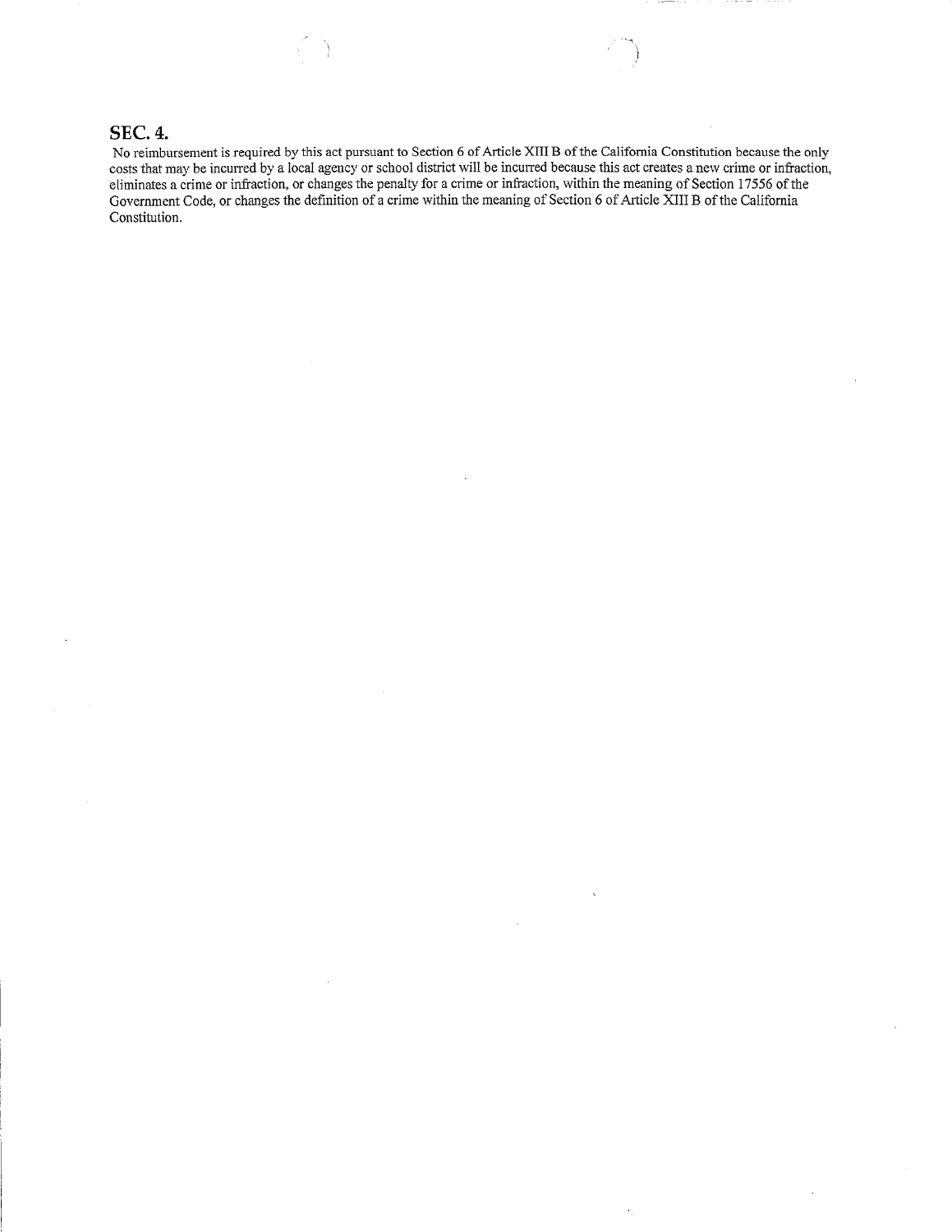## SEC. 4.

No reimbursement is required by this act pursuant to Section 6 of Article XIII B of the California Constitution because the only costs that may be incurred by a local agency or school district will be incurred because this act creates a new crime or infraction, eliminates a crime or infraction, or changes the penalty for a crime or infraction, within the meaning of Section 17556 of the Government Code, or changes the definition of a crime within the meaning of Section 6 of Article XIII B of the California Constitution.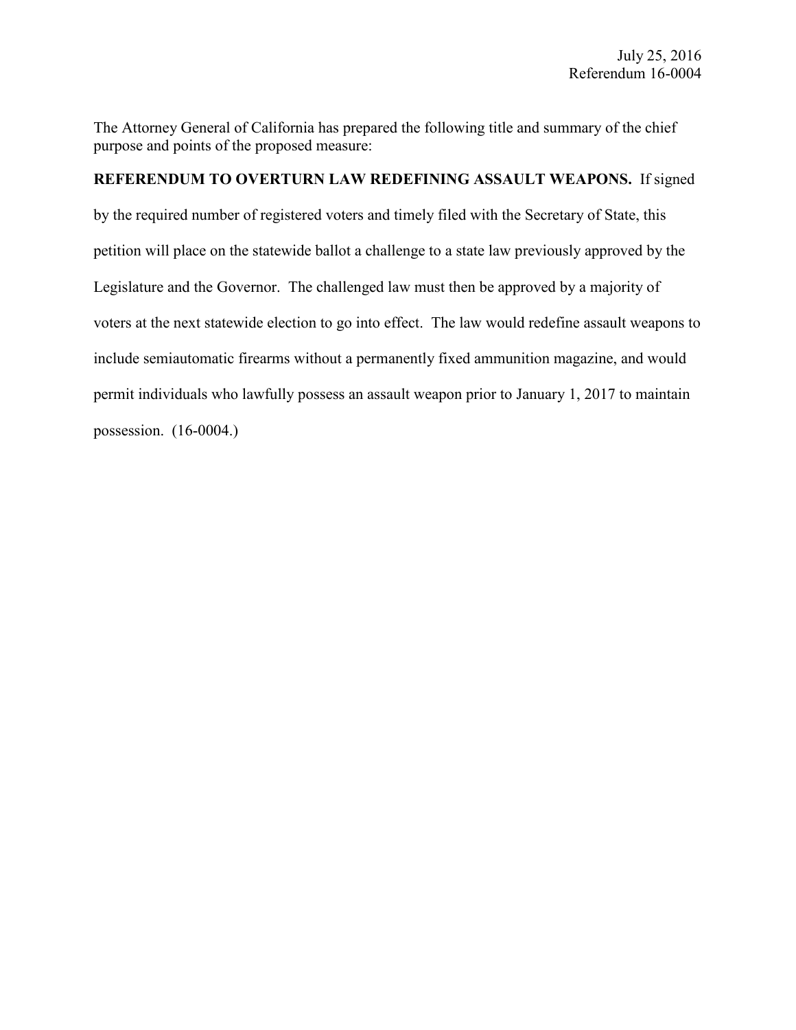July 25, 2016
Referendum 16-0004

The Attorney General of California has prepared the following title and summary of the chief purpose and points of the proposed measure:

**REFERENDUM TO OVERTURN LAW REDEFINING ASSAULT WEAPONS.** If signed by the required number of registered voters and timely filed with the Secretary of State, this petition will place on the statewide ballot a challenge to a state law previously approved by the Legislature and the Governor. The challenged law must then be approved by a majority of voters at the next statewide election to go into effect. The law would redefine assault weapons to include semiautomatic firearms without a permanently fixed ammunition magazine, and would permit individuals who lawfully possess an assault weapon prior to January 1, 2017 to maintain possession. (16-0004.)